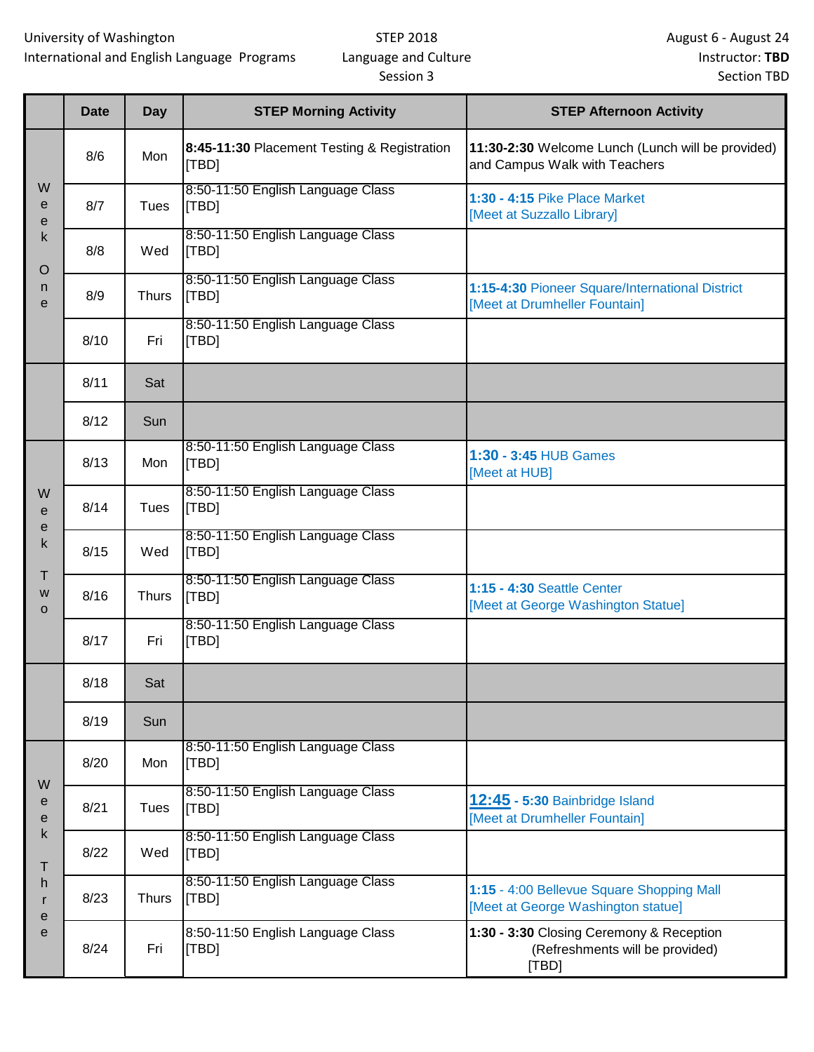University of Washington
International and English Language Programs

STEP 2018
Language and Culture
Session 3

August 6 - August 24
Instructor: **TBD**
Section TBD

| | Date | Day | STEP Morning Activity | STEP Afternoon Activity |
|---|---|---|---|---|
| Week One | 8/6 | Mon | **8:45-11:30** Placement Testing & Registration [TBD] | **11:30-2:30** Welcome Lunch (Lunch will be provided) and Campus Walk with Teachers |
| | 8/7 | Tues | 8:50-11:50 English Language Class [TBD] | **1:30 - 4:15** Pike Place Market [Meet at Suzzallo Library] |
| | 8/8 | Wed | 8:50-11:50 English Language Class [TBD] | |
| | 8/9 | Thurs | 8:50-11:50 English Language Class [TBD] | **1:15-4:30** Pioneer Square/International District [Meet at Drumheller Fountain] |
| | 8/10 | Fri | 8:50-11:50 English Language Class [TBD] | |
| | 8/11 | Sat | | |
| | 8/12 | Sun | | |
| Week Two | 8/13 | Mon | 8:50-11:50 English Language Class [TBD] | **1:30 - 3:45** HUB Games [Meet at HUB] |
| | 8/14 | Tues | 8:50-11:50 English Language Class [TBD] | |
| | 8/15 | Wed | 8:50-11:50 English Language Class [TBD] | |
| | 8/16 | Thurs | 8:50-11:50 English Language Class [TBD] | **1:15 - 4:30** Seattle Center [Meet at George Washington Statue] |
| | 8/17 | Fri | 8:50-11:50 English Language Class [TBD] | |
| | 8/18 | Sat | | |
| | 8/19 | Sun | | |
| Week Three | 8/20 | Mon | 8:50-11:50 English Language Class [TBD] | |
| | 8/21 | Tues | 8:50-11:50 English Language Class [TBD] | **12:45 - 5:30** Bainbridge Island [Meet at Drumheller Fountain] |
| | 8/22 | Wed | 8:50-11:50 English Language Class [TBD] | |
| | 8/23 | Thurs | 8:50-11:50 English Language Class [TBD] | **1:15** - 4:00 Bellevue Square Shopping Mall [Meet at George Washington statue] |
| | 8/24 | Fri | 8:50-11:50 English Language Class [TBD] | **1:30 - 3:30** Closing Ceremony & Reception (Refreshments will be provided) [TBD] |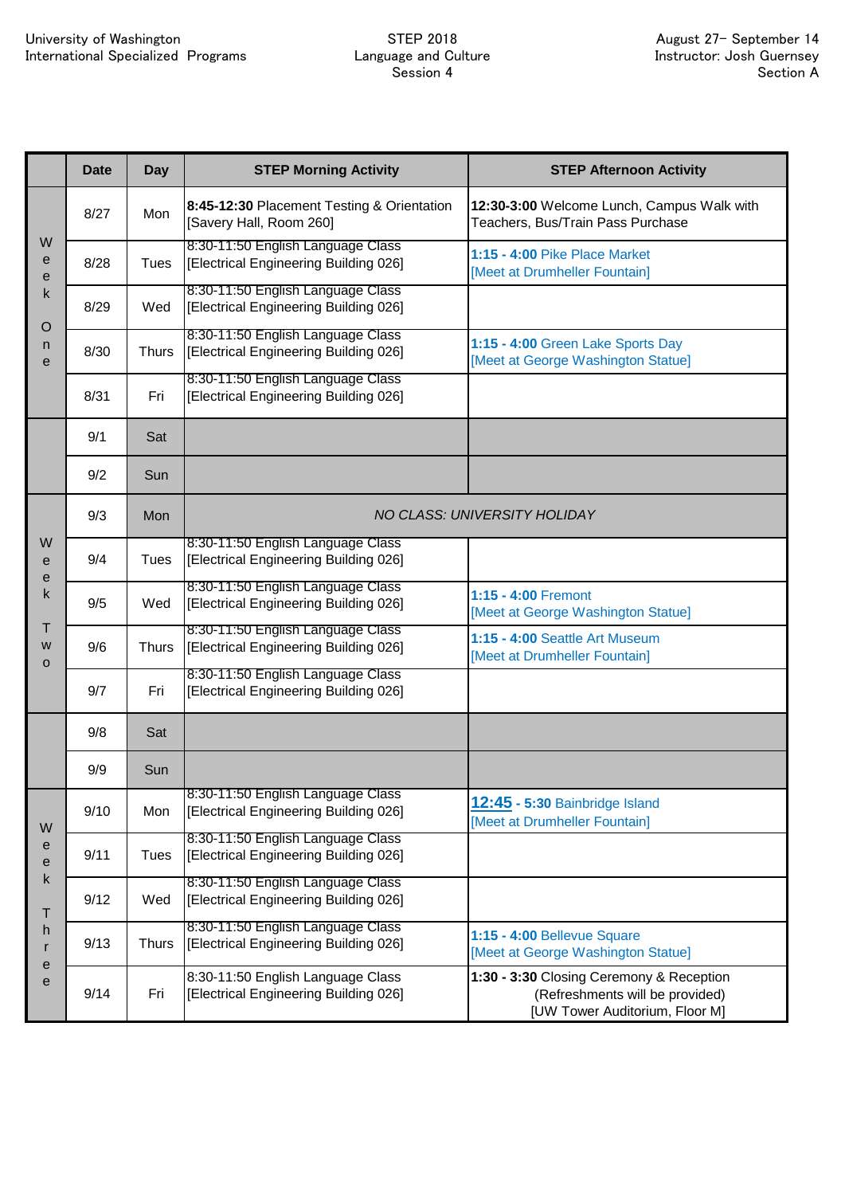University of Washington
International Specialized Programs

STEP 2018
Language and Culture
Session 4

August 27– September 14
Instructor: Josh Guernsey
Section A

| | Date | Day | STEP Morning Activity | STEP Afternoon Activity |
|---|---|---|---|---|
| Week One | 8/27 | Mon | **8:45-12:30** Placement Testing & Orientation [Savery Hall, Room 260] | **12:30-3:00** Welcome Lunch, Campus Walk with Teachers, Bus/Train Pass Purchase |
| | 8/28 | Tues | 8:30-11:50 English Language Class [Electrical Engineering Building 026] | **1:15 - 4:00** Pike Place Market [Meet at Drumheller Fountain] |
| | 8/29 | Wed | 8:30-11:50 English Language Class [Electrical Engineering Building 026] | |
| | 8/30 | Thurs | 8:30-11:50 English Language Class [Electrical Engineering Building 026] | **1:15 - 4:00** Green Lake Sports Day [Meet at George Washington Statue] |
| | 8/31 | Fri | 8:30-11:50 English Language Class [Electrical Engineering Building 026] | |
| | 9/1 | Sat | | |
| | 9/2 | Sun | | |
| Week Two | 9/3 | Mon | *NO CLASS: UNIVERSITY HOLIDAY* | |
| | 9/4 | Tues | 8:30-11:50 English Language Class [Electrical Engineering Building 026] | |
| | 9/5 | Wed | 8:30-11:50 English Language Class [Electrical Engineering Building 026] | **1:15 - 4:00** Fremont [Meet at George Washington Statue] |
| | 9/6 | Thurs | 8:30-11:50 English Language Class [Electrical Engineering Building 026] | **1:15 - 4:00** Seattle Art Museum [Meet at Drumheller Fountain] |
| | 9/7 | Fri | 8:30-11:50 English Language Class [Electrical Engineering Building 026] | |
| | 9/8 | Sat | | |
| | 9/9 | Sun | | |
| Week Three | 9/10 | Mon | 8:30-11:50 English Language Class [Electrical Engineering Building 026] | **12:45 - 5:30** Bainbridge Island [Meet at Drumheller Fountain] |
| | 9/11 | Tues | 8:30-11:50 English Language Class [Electrical Engineering Building 026] | |
| | 9/12 | Wed | 8:30-11:50 English Language Class [Electrical Engineering Building 026] | |
| | 9/13 | Thurs | 8:30-11:50 English Language Class [Electrical Engineering Building 026] | **1:15 - 4:00** Bellevue Square [Meet at George Washington Statue] |
| | 9/14 | Fri | 8:30-11:50 English Language Class [Electrical Engineering Building 026] | **1:30 - 3:30** Closing Ceremony & Reception (Refreshments will be provided) [UW Tower Auditorium, Floor M] |